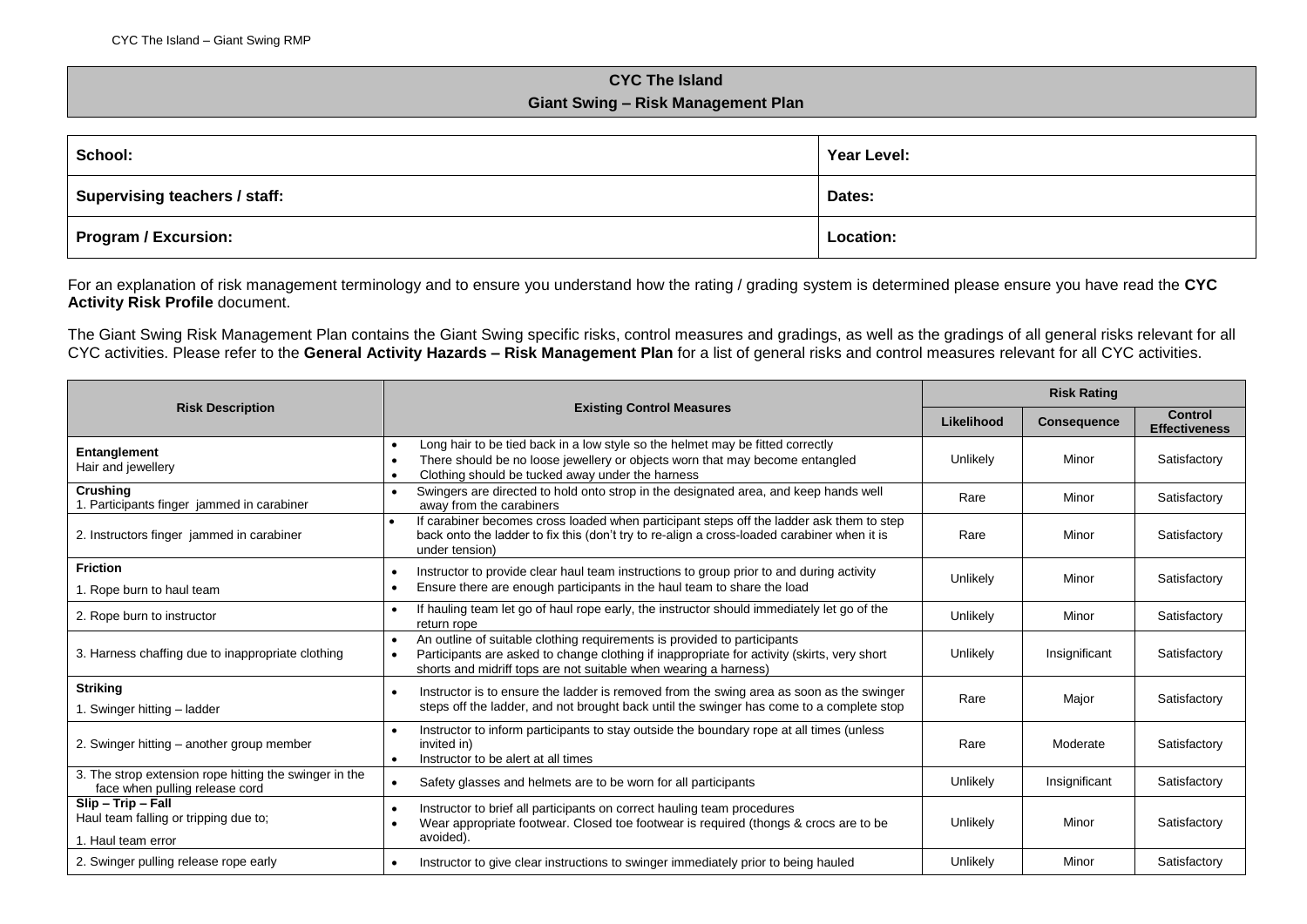# CYC The Island
## Giant Swing – Risk Management Plan

| School: | Year Level: |
|---|---|
| Supervising teachers / staff: | Dates: |
| Program / Excursion: | Location: |

For an explanation of risk management terminology and to ensure you understand how the rating / grading system is determined please ensure you have read the **CYC Activity Risk Profile** document.

The Giant Swing Risk Management Plan contains the Giant Swing specific risks, control measures and gradings, as well as the gradings of all general risks relevant for all CYC activities. Please refer to the **General Activity Hazards – Risk Management Plan** for a list of general risks and control measures relevant for all CYC activities.

| Risk Description | Existing Control Measures | Risk Rating | | |
|---|---|---|---|---|
| | | **Likelihood** | **Consequence** | **Control Effectiveness** |
| **Entanglement**<br>Hair and jewellery | • Long hair to be tied back in a low style so the helmet may be fitted correctly<br>• There should be no loose jewellery or objects worn that may become entangled<br>• Clothing should be tucked away under the harness | Unlikely | Minor | Satisfactory |
| **Crushing**<br>1. Participants finger jammed in carabiner | • Swingers are directed to hold onto strop in the designated area, and keep hands well away from the carabiners | Rare | Minor | Satisfactory |
| 2. Instructors finger jammed in carabiner | • If carabiner becomes cross loaded when participant steps off the ladder ask them to step back onto the ladder to fix this (don't try to re-align a cross-loaded carabiner when it is under tension) | Rare | Minor | Satisfactory |
| **Friction**<br>1. Rope burn to haul team | • Instructor to provide clear haul team instructions to group prior to and during activity<br>• Ensure there are enough participants in the haul team to share the load | Unlikely | Minor | Satisfactory |
| 2. Rope burn to instructor | • If hauling team let go of haul rope early, the instructor should immediately let go of the return rope | Unlikely | Minor | Satisfactory |
| 3. Harness chaffing due to inappropriate clothing | • An outline of suitable clothing requirements is provided to participants<br>• Participants are asked to change clothing if inappropriate for activity (skirts, very short shorts and midriff tops are not suitable when wearing a harness) | Unlikely | Insignificant | Satisfactory |
| **Striking**<br>1. Swinger hitting – ladder | • Instructor is to ensure the ladder is removed from the swing area as soon as the swinger steps off the ladder, and not brought back until the swinger has come to a complete stop | Rare | Major | Satisfactory |
| 2. Swinger hitting – another group member | • Instructor to inform participants to stay outside the boundary rope at all times (unless invited in)<br>• Instructor to be alert at all times | Rare | Moderate | Satisfactory |
| 3. The strop extension rope hitting the swinger in the face when pulling release cord | • Safety glasses and helmets are to be worn for all participants | Unlikely | Insignificant | Satisfactory |
| **Slip – Trip – Fall**<br>Haul team falling or tripping due to;<br>1. Haul team error | • Instructor to brief all participants on correct hauling team procedures<br>• Wear appropriate footwear. Closed toe footwear is required (thongs & crocs are to be avoided). | Unlikely | Minor | Satisfactory |
| 2. Swinger pulling release rope early | • Instructor to give clear instructions to swinger immediately prior to being hauled | Unlikely | Minor | Satisfactory |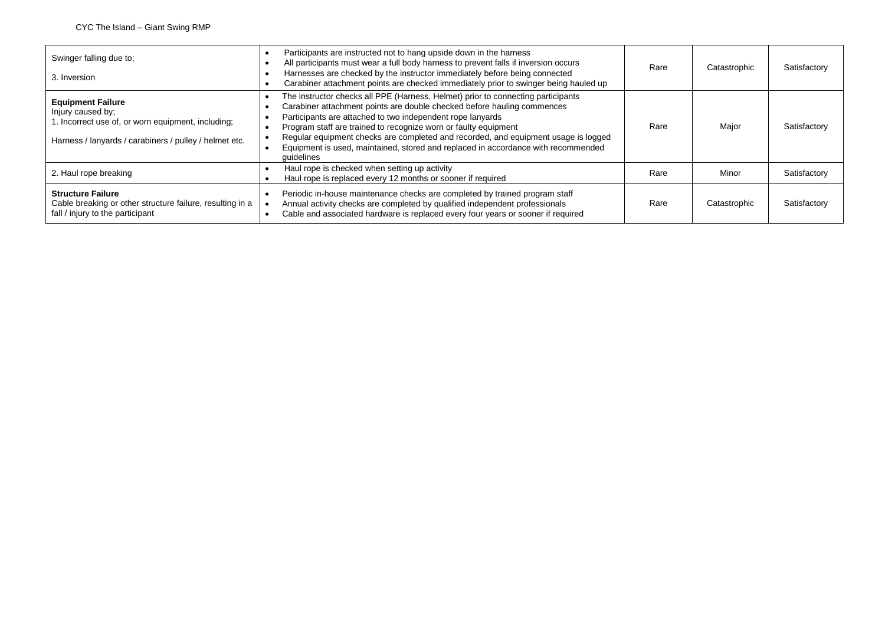| | | | | |
|---|---|---|---|---|
| Swinger falling due to;<br><br>3. Inversion | • Participants are instructed not to hang upside down in the harness<br>• All participants must wear a full body harness to prevent falls if inversion occurs<br>• Harnesses are checked by the instructor immediately before being connected<br>• Carabiner attachment points are checked immediately prior to swinger being hauled up | Rare | Catastrophic | Satisfactory |
| **Equipment Failure**<br>Injury caused by;<br>1. Incorrect use of, or worn equipment, including;<br><br>Harness / lanyards / carabiners / pulley / helmet etc. | • The instructor checks all PPE (Harness, Helmet) prior to connecting participants<br>• Carabiner attachment points are double checked before hauling commences<br>• Participants are attached to two independent rope lanyards<br>• Program staff are trained to recognize worn or faulty equipment<br>• Regular equipment checks are completed and recorded, and equipment usage is logged<br>• Equipment is used, maintained, stored and replaced in accordance with recommended guidelines | Rare | Major | Satisfactory |
| 2. Haul rope breaking | • Haul rope is checked when setting up activity<br>• Haul rope is replaced every 12 months or sooner if required | Rare | Minor | Satisfactory |
| **Structure Failure**<br>Cable breaking or other structure failure, resulting in a fall / injury to the participant | • Periodic in-house maintenance checks are completed by trained program staff<br>• Annual activity checks are completed by qualified independent professionals<br>• Cable and associated hardware is replaced every four years or sooner if required | Rare | Catastrophic | Satisfactory |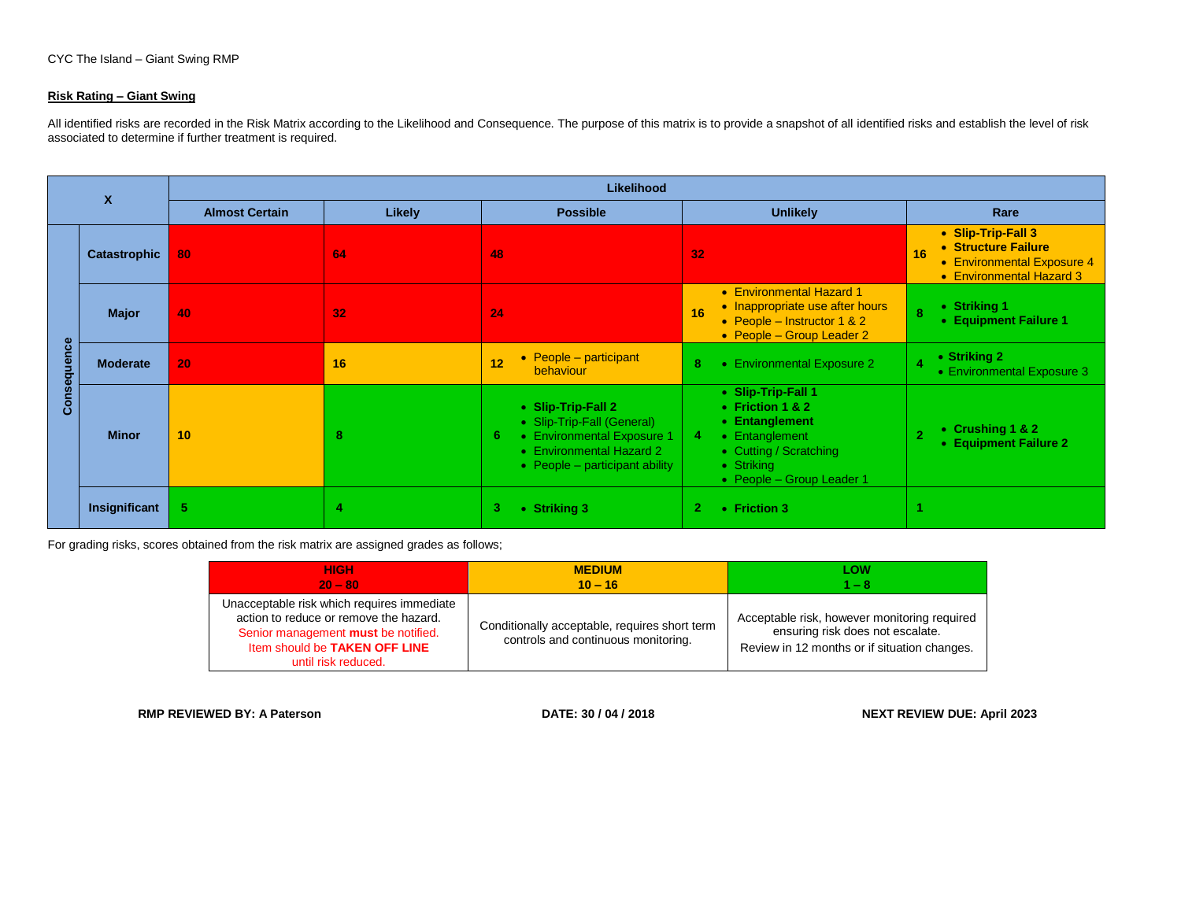CYC The Island – Giant Swing RMP

**Risk Rating – Giant Swing**

All identified risks are recorded in the Risk Matrix according to the Likelihood and Consequence. The purpose of this matrix is to provide a snapshot of all identified risks and establish the level of risk associated to determine if further treatment is required.

| X | | Likelihood | | | | |
|---|---|---|---|---|---|---|
| | | **Almost Certain** | **Likely** | **Possible** | **Unlikely** | **Rare** |
| **Consequence** | **Catastrophic** | 80 | 64 | 48 | 32 | 16 • **Slip-Trip-Fall 3** • **Structure Failure** • Environmental Exposure 4 • Environmental Hazard 3 |
| | **Major** | 40 | 32 | 24 | 16 • Environmental Hazard 1 • Inappropriate use after hours • People – Instructor 1 & 2 • People – Group Leader 2 | 8 • **Striking 1** • **Equipment Failure 1** |
| | **Moderate** | 20 | 16 | 12 • People – participant behaviour | 8 • Environmental Exposure 2 | 4 • **Striking 2** • Environmental Exposure 3 |
| | **Minor** | 10 | 8 | 6 • **Slip-Trip-Fall 2** • Slip-Trip-Fall (General) • Environmental Exposure 1 • Environmental Hazard 2 • People – participant ability | 4 • **Slip-Trip-Fall 1** • **Friction 1 & 2** • **Entanglement** • Entanglement • Cutting / Scratching • Striking • People – Group Leader 1 | 2 • **Crushing 1 & 2** • **Equipment Failure 2** |
| | **Insignificant** | 5 | 4 | 3 • **Striking 3** | 2 • **Friction 3** | 1 |

For grading risks, scores obtained from the risk matrix are assigned grades as follows;

| **HIGH** 20 – 80 | **MEDIUM** 10 – 16 | **LOW** 1 – 8 |
|---|---|---|
| Unacceptable risk which requires immediate action to reduce or remove the hazard. Senior management **must** be notified. Item should be **TAKEN OFF LINE** until risk reduced. | Conditionally acceptable, requires short term controls and continuous monitoring. | Acceptable risk, however monitoring required ensuring risk does not escalate. Review in 12 months or if situation changes. |

**RMP REVIEWED BY: A Paterson** **DATE: 30 / 04 / 2018** **NEXT REVIEW DUE: April 2023**